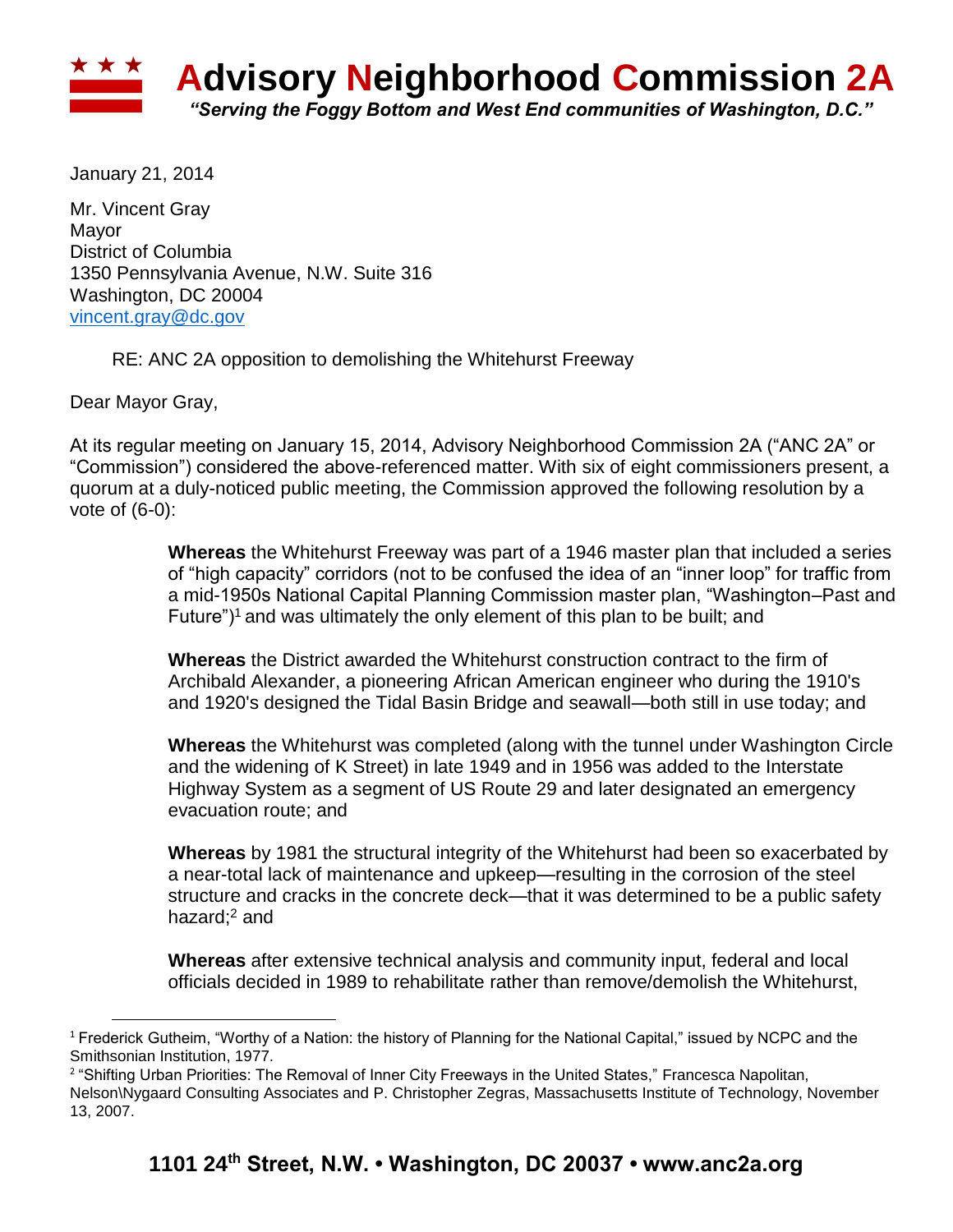# Advisory Neighborhood Commission 2A

*"Serving the Foggy Bottom and West End communities of Washington, D.C."*

January 21, 2014

Mr. Vincent Gray
Mayor
District of Columbia
1350 Pennsylvania Avenue, N.W. Suite 316
Washington, DC 20004
vincent.gray@dc.gov

RE: ANC 2A opposition to demolishing the Whitehurst Freeway

Dear Mayor Gray,

At its regular meeting on January 15, 2014, Advisory Neighborhood Commission 2A ("ANC 2A" or "Commission") considered the above-referenced matter. With six of eight commissioners present, a quorum at a duly-noticed public meeting, the Commission approved the following resolution by a vote of (6-0):

> **Whereas** the Whitehurst Freeway was part of a 1946 master plan that included a series of "high capacity" corridors (not to be confused the idea of an "inner loop" for traffic from a mid-1950s National Capital Planning Commission master plan, "Washington–Past and Future")[1] and was ultimately the only element of this plan to be built; and
>
> **Whereas** the District awarded the Whitehurst construction contract to the firm of Archibald Alexander, a pioneering African American engineer who during the 1910's and 1920's designed the Tidal Basin Bridge and seawall—both still in use today; and
>
> **Whereas** the Whitehurst was completed (along with the tunnel under Washington Circle and the widening of K Street) in late 1949 and in 1956 was added to the Interstate Highway System as a segment of US Route 29 and later designated an emergency evacuation route; and
>
> **Whereas** by 1981 the structural integrity of the Whitehurst had been so exacerbated by a near-total lack of maintenance and upkeep—resulting in the corrosion of the steel structure and cracks in the concrete deck—that it was determined to be a public safety hazard;[2] and
>
> **Whereas** after extensive technical analysis and community input, federal and local officials decided in 1989 to rehabilitate rather than remove/demolish the Whitehurst,

[1] Frederick Gutheim, "Worthy of a Nation: the history of Planning for the National Capital," issued by NCPC and the Smithsonian Institution, 1977.

[2] "Shifting Urban Priorities: The Removal of Inner City Freeways in the United States," Francesca Napolitan, Nelson\Nygaard Consulting Associates and P. Christopher Zegras, Massachusetts Institute of Technology, November 13, 2007.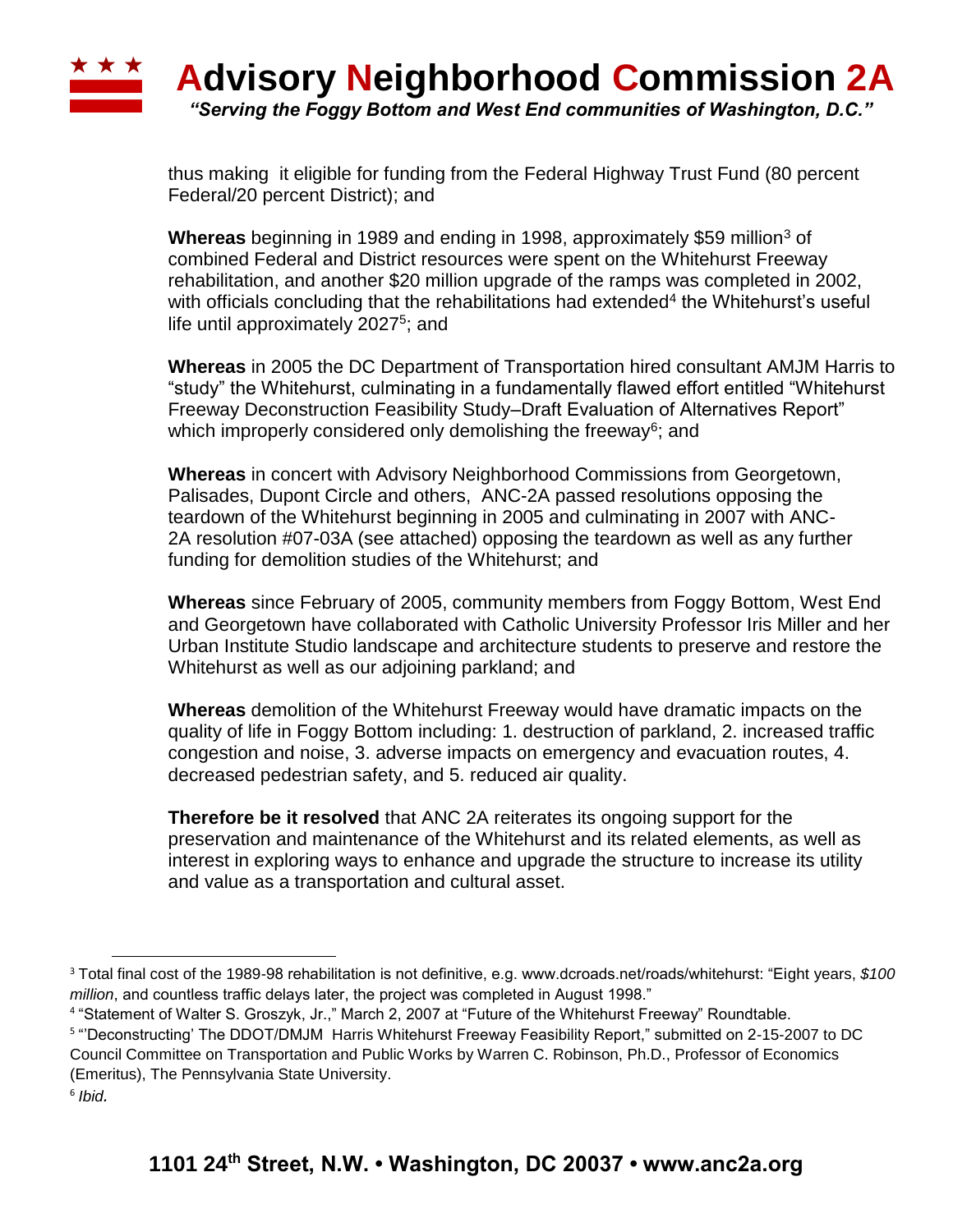thus making it eligible for funding from the Federal Highway Trust Fund (80 percent Federal/20 percent District); and

**Whereas** beginning in 1989 and ending in 1998, approximately $59 million[3] of combined Federal and District resources were spent on the Whitehurst Freeway rehabilitation, and another $20 million upgrade of the ramps was completed in 2002, with officials concluding that the rehabilitations had extended[4] the Whitehurst's useful life until approximately 2027[5]; and

**Whereas** in 2005 the DC Department of Transportation hired consultant AMJM Harris to "study" the Whitehurst, culminating in a fundamentally flawed effort entitled "Whitehurst Freeway Deconstruction Feasibility Study–Draft Evaluation of Alternatives Report" which improperly considered only demolishing the freeway[6]; and

**Whereas** in concert with Advisory Neighborhood Commissions from Georgetown, Palisades, Dupont Circle and others, ANC-2A passed resolutions opposing the teardown of the Whitehurst beginning in 2005 and culminating in 2007 with ANC-2A resolution #07-03A (see attached) opposing the teardown as well as any further funding for demolition studies of the Whitehurst; and

**Whereas** since February of 2005, community members from Foggy Bottom, West End and Georgetown have collaborated with Catholic University Professor Iris Miller and her Urban Institute Studio landscape and architecture students to preserve and restore the Whitehurst as well as our adjoining parkland; and

**Whereas** demolition of the Whitehurst Freeway would have dramatic impacts on the quality of life in Foggy Bottom including: 1. destruction of parkland, 2. increased traffic congestion and noise, 3. adverse impacts on emergency and evacuation routes, 4. decreased pedestrian safety, and 5. reduced air quality.

**Therefore be it resolved** that ANC 2A reiterates its ongoing support for the preservation and maintenance of the Whitehurst and its related elements, as well as interest in exploring ways to enhance and upgrade the structure to increase its utility and value as a transportation and cultural asset.

---

[3] Total final cost of the 1989-98 rehabilitation is not definitive, e.g. www.dcroads.net/roads/whitehurst: "Eight years, *$100 million*, and countless traffic delays later, the project was completed in August 1998."

[4] "Statement of Walter S. Groszyk, Jr.," March 2, 2007 at "Future of the Whitehurst Freeway" Roundtable.

[5] "'Deconstructing' The DDOT/DMJM Harris Whitehurst Freeway Feasibility Report," submitted on 2-15-2007 to DC Council Committee on Transportation and Public Works by Warren C. Robinson, Ph.D., Professor of Economics (Emeritus), The Pennsylvania State University.

[6] *Ibid.*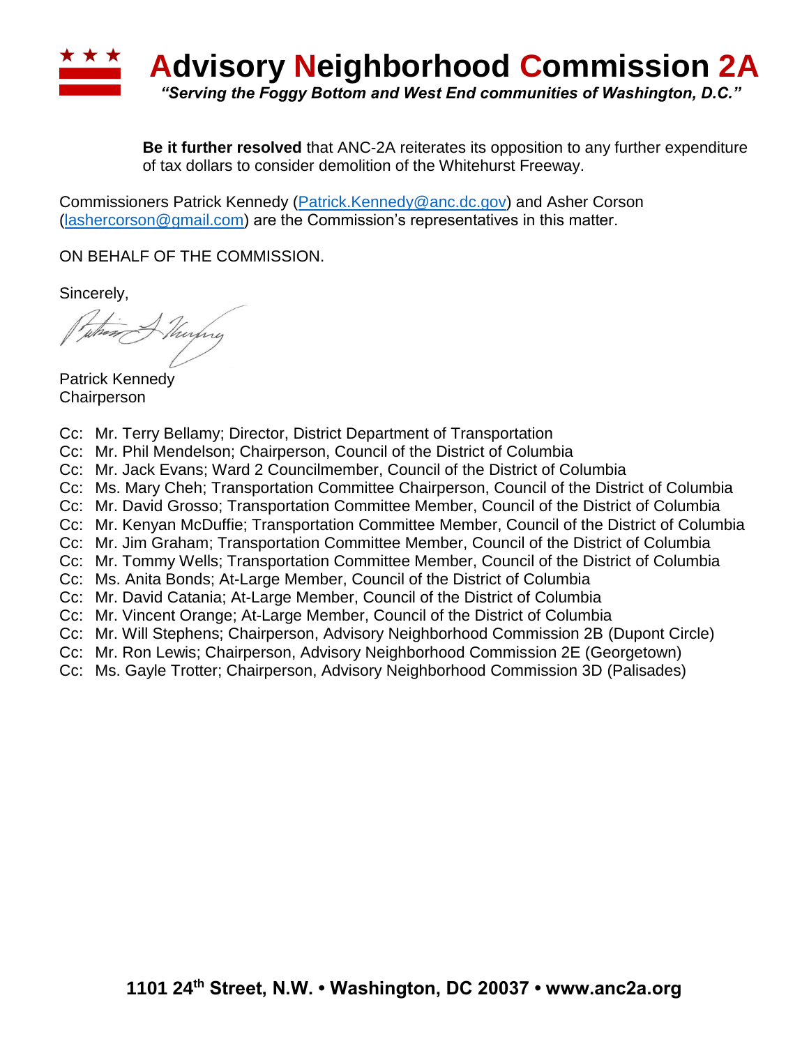**Be it further resolved** that ANC-2A reiterates its opposition to any further expenditure of tax dollars to consider demolition of the Whitehurst Freeway.

Commissioners Patrick Kennedy (Patrick.Kennedy@anc.dc.gov) and Asher Corson (lashercorson@gmail.com) are the Commission's representatives in this matter.

ON BEHALF OF THE COMMISSION.

Sincerely,

Patrick Kennedy
Chairperson

Cc: Mr. Terry Bellamy; Director, District Department of Transportation
Cc: Mr. Phil Mendelson; Chairperson, Council of the District of Columbia
Cc: Mr. Jack Evans; Ward 2 Councilmember, Council of the District of Columbia
Cc: Ms. Mary Cheh; Transportation Committee Chairperson, Council of the District of Columbia
Cc: Mr. David Grosso; Transportation Committee Member, Council of the District of Columbia
Cc: Mr. Kenyan McDuffie; Transportation Committee Member, Council of the District of Columbia
Cc: Mr. Jim Graham; Transportation Committee Member, Council of the District of Columbia
Cc: Mr. Tommy Wells; Transportation Committee Member, Council of the District of Columbia
Cc: Ms. Anita Bonds; At-Large Member, Council of the District of Columbia
Cc: Mr. David Catania; At-Large Member, Council of the District of Columbia
Cc: Mr. Vincent Orange; At-Large Member, Council of the District of Columbia
Cc: Mr. Will Stephens; Chairperson, Advisory Neighborhood Commission 2B (Dupont Circle)
Cc: Mr. Ron Lewis; Chairperson, Advisory Neighborhood Commission 2E (Georgetown)
Cc: Ms. Gayle Trotter; Chairperson, Advisory Neighborhood Commission 3D (Palisades)